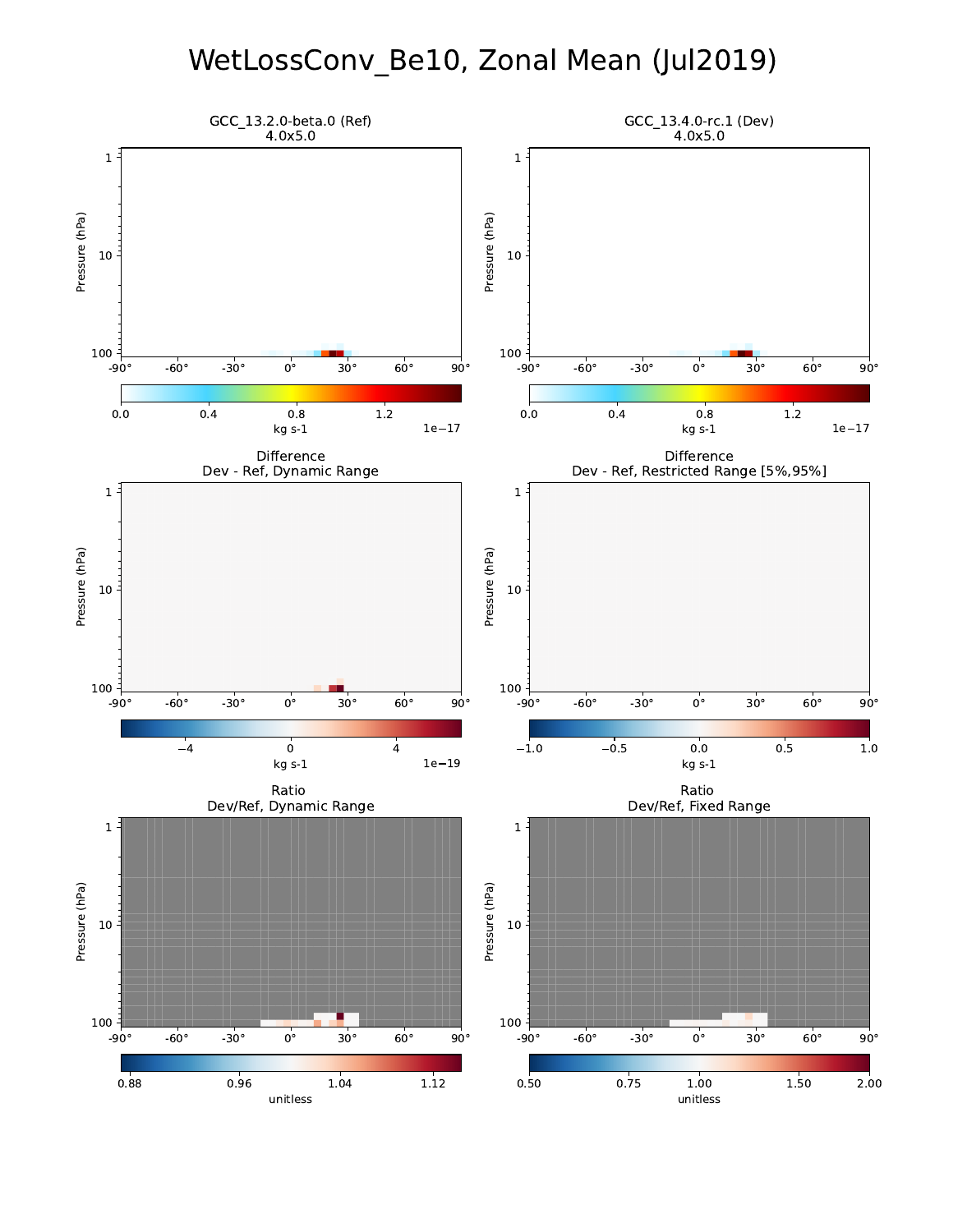# WetLossConv_Be10, Zonal Mean (Jul2019)

GCC_13.2.0-beta.0 (Ref)
4.0x5.0

GCC_13.4.0-rc.1 (Dev)
4.0x5.0

Difference
Dev - Ref, Dynamic Range

Difference
Dev - Ref, Restricted Range [5%,95%]

Ratio
Dev/Ref, Dynamic Range

Ratio
Dev/Ref, Fixed Range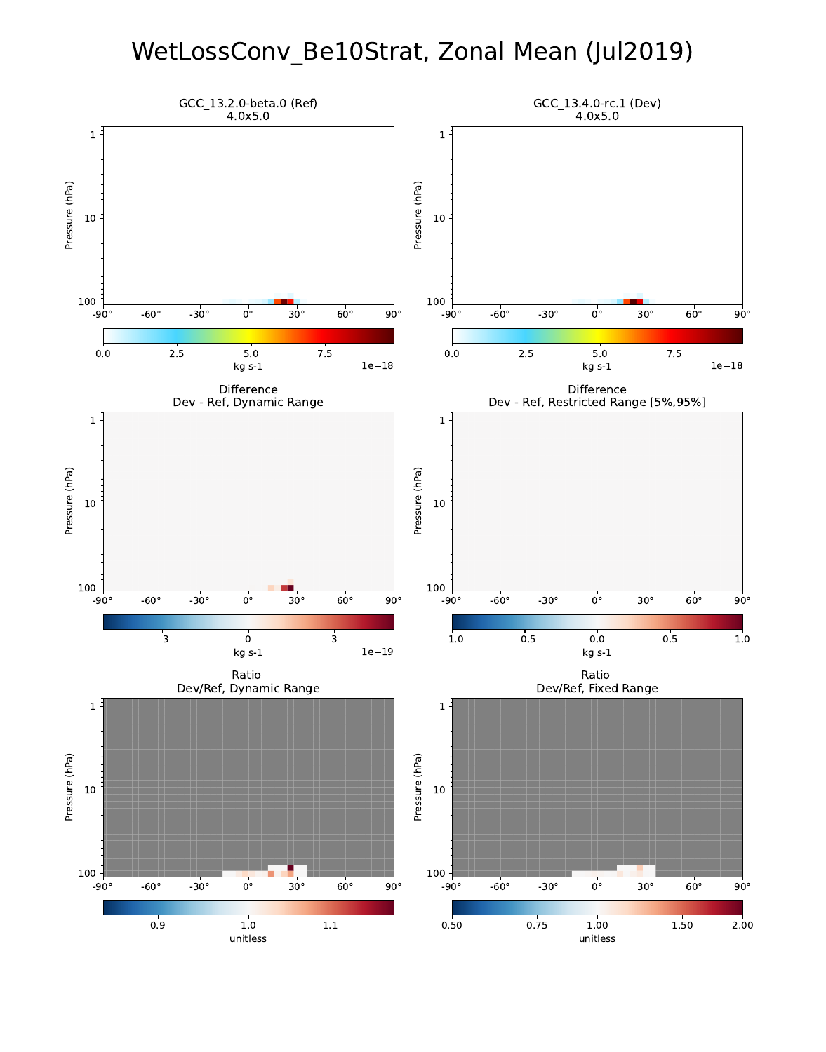# WetLossConv_Be10Strat, Zonal Mean (Jul2019)

GCC_13.2.0-beta.0 (Ref)
4.0x5.0

GCC_13.4.0-rc.1 (Dev)
4.0x5.0

kg s-1 1e−18

Difference
Dev - Ref, Dynamic Range

kg s-1 1e−19

Difference
Dev - Ref, Restricted Range [5%,95%]

kg s-1

Ratio
Dev/Ref, Dynamic Range

unitless

Ratio
Dev/Ref, Fixed Range

unitless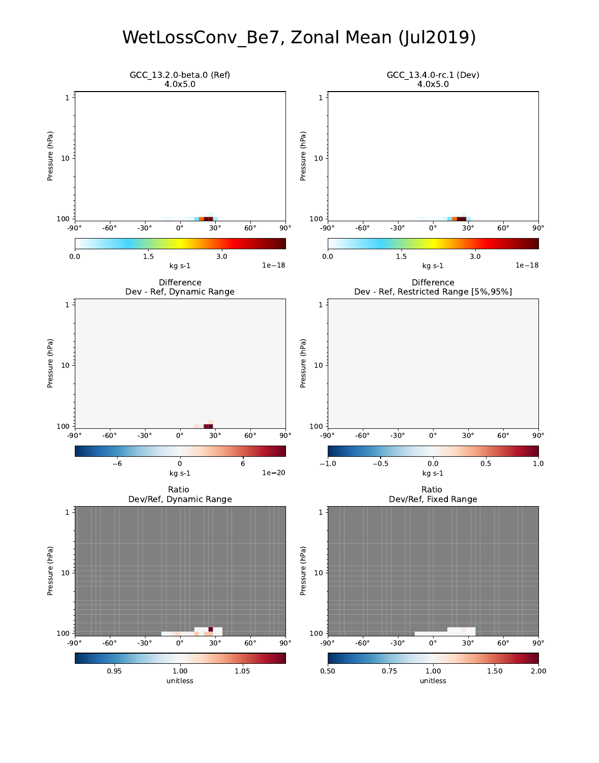# WetLossConv_Be7, Zonal Mean (Jul2019)

GCC_13.2.0-beta.0 (Ref)
4.0x5.0

GCC_13.4.0-rc.1 (Dev)
4.0x5.0

Pressure (hPa)

kg s-1 1e−18

Difference
Dev - Ref, Dynamic Range

Difference
Dev - Ref, Restricted Range [5%,95%]

kg s-1 1e−20

kg s-1

Ratio
Dev/Ref, Dynamic Range

Ratio
Dev/Ref, Fixed Range

unitless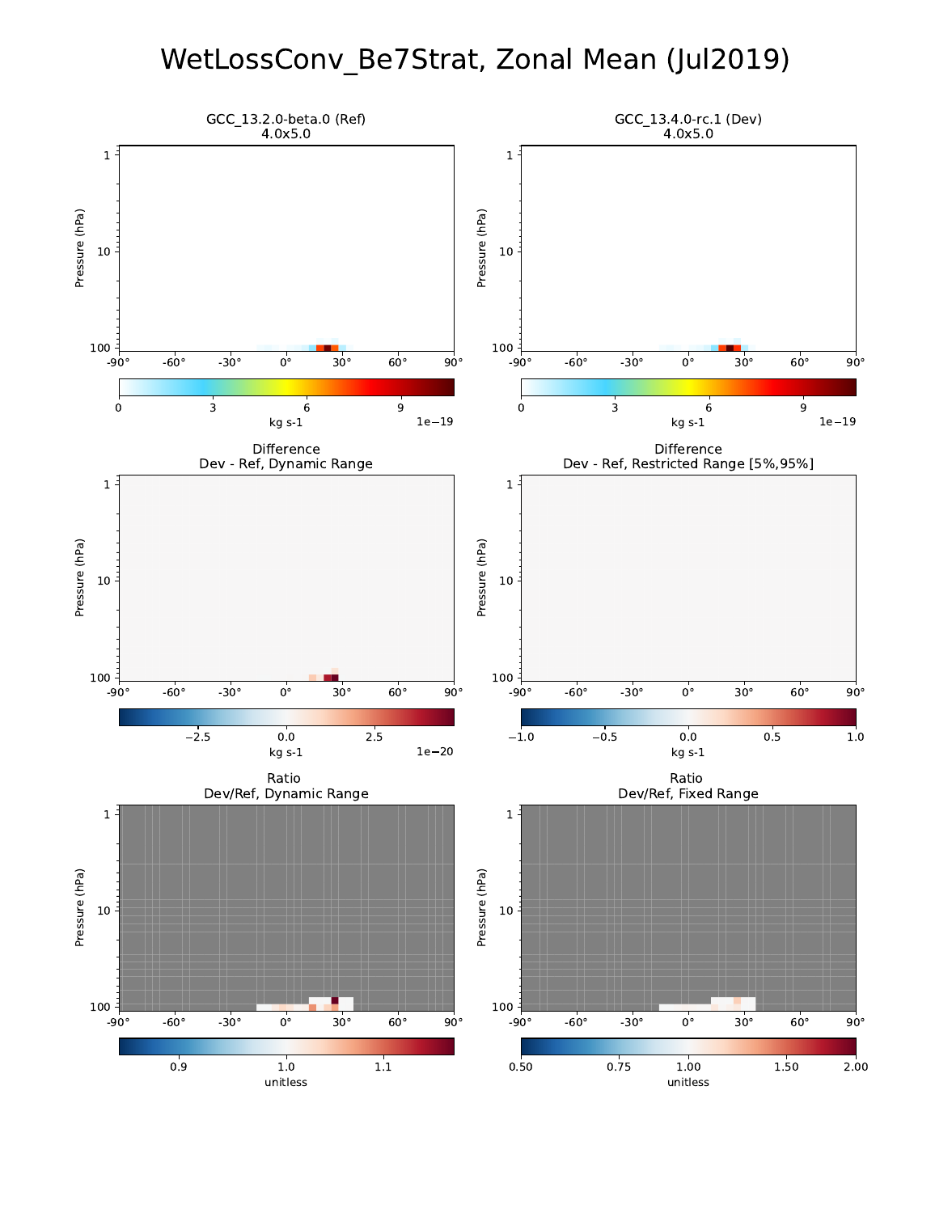# WetLossConv_Be7Strat, Zonal Mean (Jul2019)

GCC_13.2.0-beta.0 (Ref)
4.0x5.0

GCC_13.4.0-rc.1 (Dev)
4.0x5.0

Difference
Dev - Ref, Dynamic Range

Difference
Dev - Ref, Restricted Range [5%,95%]

Ratio
Dev/Ref, Dynamic Range

Ratio
Dev/Ref, Fixed Range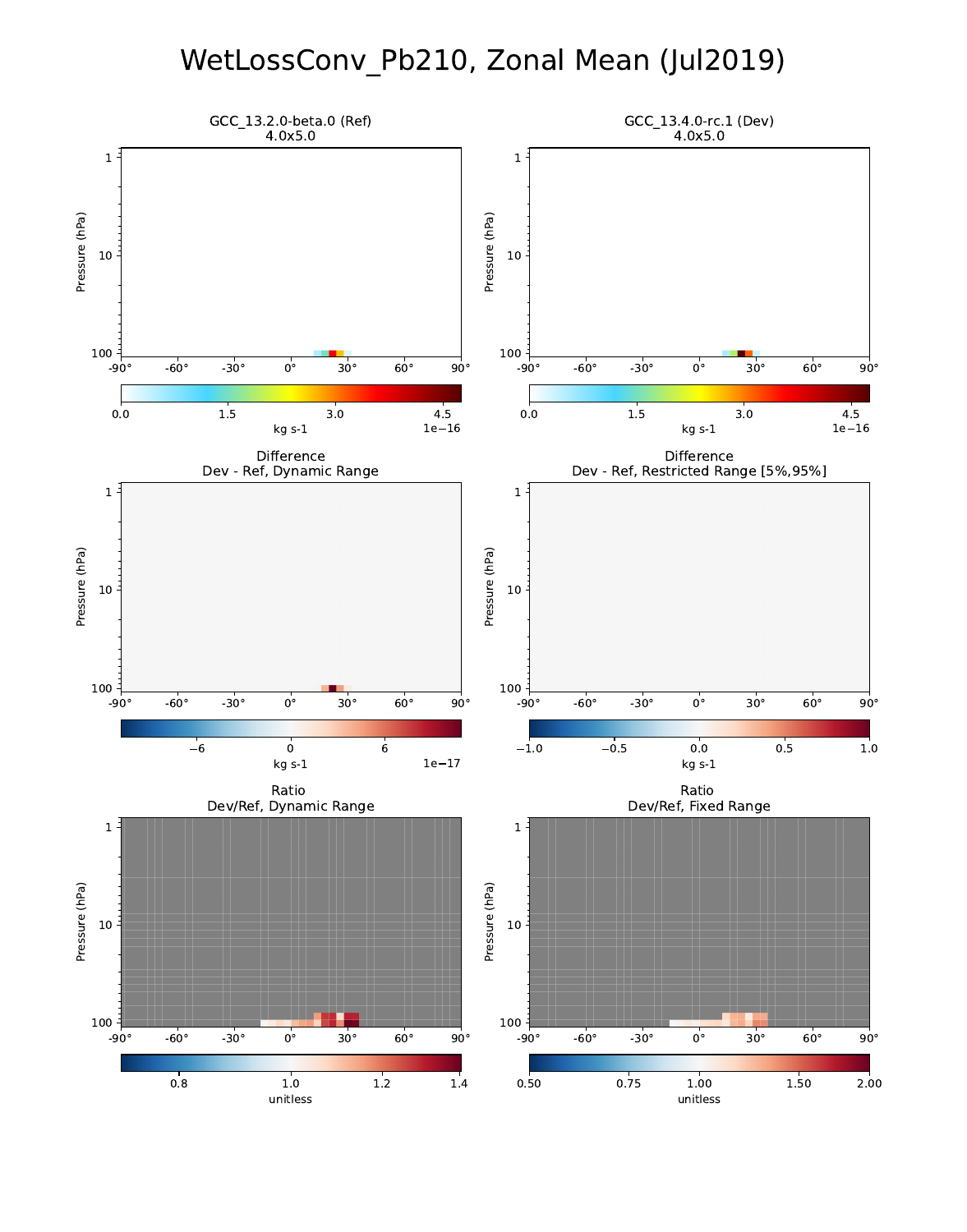# WetLossConv_Pb210, Zonal Mean (Jul2019)

GCC_13.2.0-beta.0 (Ref)
4.0x5.0

GCC_13.4.0-rc.1 (Dev)
4.0x5.0

Difference
Dev - Ref, Dynamic Range

Difference
Dev - Ref, Restricted Range [5%,95%]

Ratio
Dev/Ref, Dynamic Range

Ratio
Dev/Ref, Fixed Range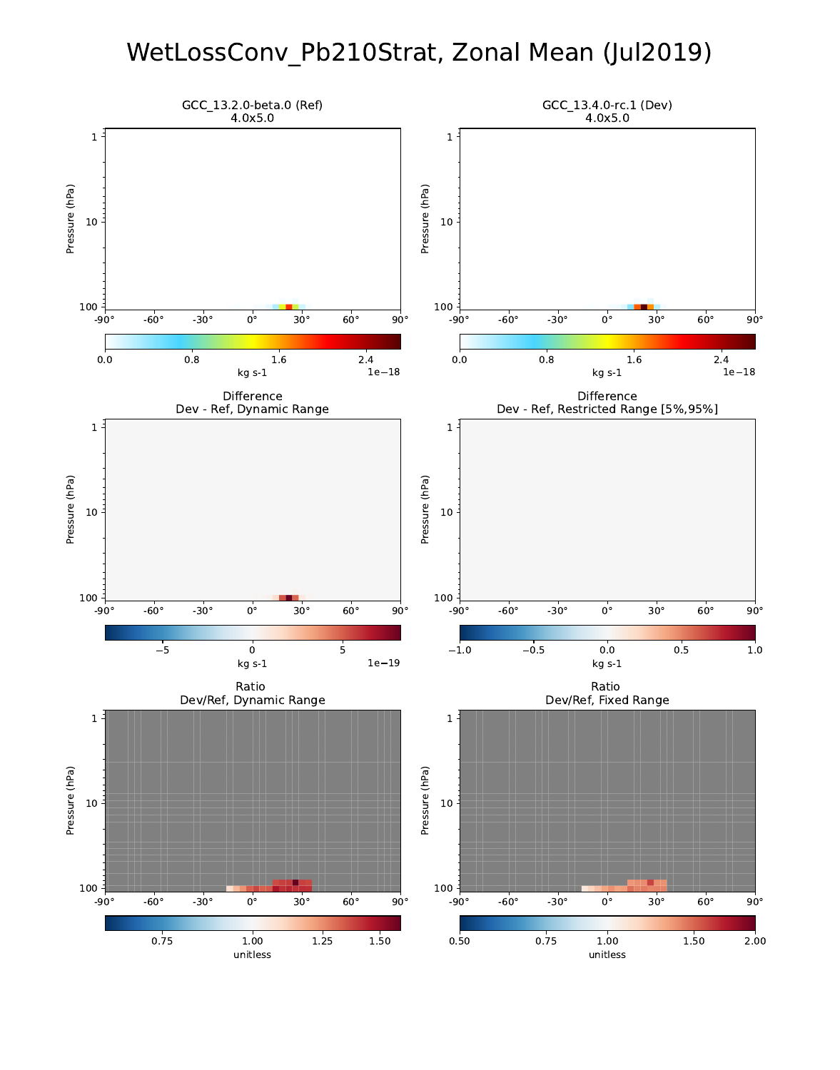# WetLossConv_Pb210Strat, Zonal Mean (Jul2019)

GCC_13.2.0-beta.0 (Ref)
4.0x5.0

Pressure (hPa)
1
10
100
-90° -60° -30° 0° 30° 60° 90°
0.0 0.8 1.6 2.4
kg s-1
1e−18

GCC_13.4.0-rc.1 (Dev)
4.0x5.0

Pressure (hPa)
1
10
100
-90° -60° -30° 0° 30° 60° 90°
0.0 0.8 1.6 2.4
kg s-1
1e−18

Difference
Dev - Ref, Dynamic Range

Pressure (hPa)
1
10
100
-90° -60° -30° 0° 30° 60° 90°
−5 0 5
kg s-1
1e−19

Difference
Dev - Ref, Restricted Range [5%,95%]

Pressure (hPa)
1
10
100
-90° -60° -30° 0° 30° 60° 90°
−1.0 −0.5 0.0 0.5 1.0
kg s-1

Ratio
Dev/Ref, Dynamic Range

Pressure (hPa)
1
10
100
-90° -60° -30° 0° 30° 60° 90°
0.75 1.00 1.25 1.50
unitless

Ratio
Dev/Ref, Fixed Range

Pressure (hPa)
1
10
100
-90° -60° -30° 0° 30° 60° 90°
0.50 0.75 1.00 1.50 2.00
unitless